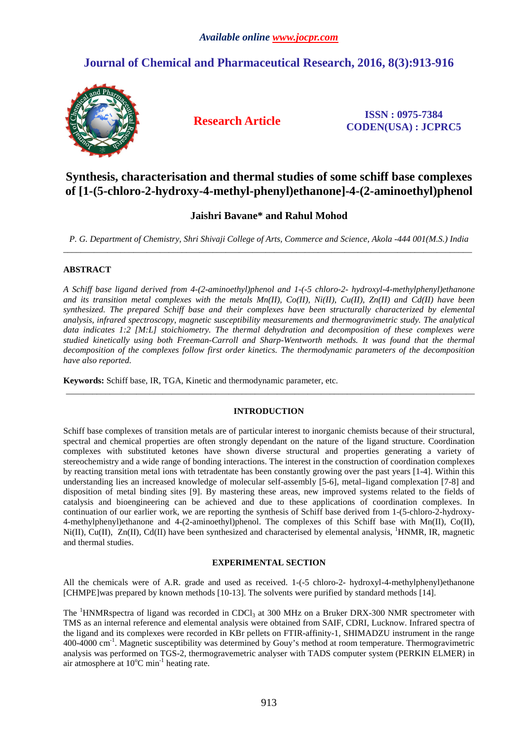*Available online www.jocpr.com*

# Journal of Chemical and Pharmaceutical Research, 2016, 8(3):913-916

**Research Article**

**ISSN : 0975-7384**
**CODEN(USA) : JCPRC5**

# Synthesis, characterisation and thermal studies of some schiff base complexes of [1-(5-chloro-2-hydroxy-4-methyl-phenyl)ethanone]-4-(2-aminoethyl)phenol

**Jaishri Bavane\* and Rahul Mohod**

*P. G. Department of Chemistry, Shri Shivaji College of Arts, Commerce and Science, Akola -444 001(M.S.) India*

---

## ABSTRACT

*A Schiff base ligand derived from 4-(2-aminoethyl)phenol and 1-(-5 chloro-2- hydroxyl-4-methylphenyl)ethanone and its transition metal complexes with the metals Mn(II), Co(II), Ni(II), Cu(II), Zn(II) and Cd(II) have been synthesized. The prepared Schiff base and their complexes have been structurally characterized by elemental analysis, infrared spectroscopy, magnetic susceptibility measurements and thermogravimetric study. The analytical data indicates 1:2 [M:L] stoichiometry. The thermal dehydration and decomposition of these complexes were studied kinetically using both Freeman-Carroll and Sharp-Wentworth methods. It was found that the thermal decomposition of the complexes follow first order kinetics. The thermodynamic parameters of the decomposition have also reported.*

**Keywords:** Schiff base, IR, TGA, Kinetic and thermodynamic parameter, etc.

---

## INTRODUCTION

Schiff base complexes of transition metals are of particular interest to inorganic chemists because of their structural, spectral and chemical properties are often strongly dependant on the nature of the ligand structure. Coordination complexes with substituted ketones have shown diverse structural and properties generating a variety of stereochemistry and a wide range of bonding interactions. The interest in the construction of coordination complexes by reacting transition metal ions with tetradentate has been constantly growing over the past years [1-4]. Within this understanding lies an increased knowledge of molecular self-assembly [5-6], metal–ligand complexation [7-8] and disposition of metal binding sites [9]. By mastering these areas, new improved systems related to the fields of catalysis and bioengineering can be achieved and due to these applications of coordination complexes. In continuation of our earlier work, we are reporting the synthesis of Schiff base derived from 1-(5-chloro-2-hydroxy-4-methylphenyl)ethanone and 4-(2-aminoethyl)phenol. The complexes of this Schiff base with Mn(II), Co(II), Ni(II), Cu(II), Zn(II), Cd(II) have been synthesized and characterised by elemental analysis, $^{1}$HNMR, IR, magnetic and thermal studies.

## EXPERIMENTAL SECTION

All the chemicals were of A.R. grade and used as received. 1-(-5 chloro-2- hydroxyl-4-methylphenyl)ethanone [CHMPE]was prepared by known methods [10-13]. The solvents were purified by standard methods [14].

The $^{1}$HNMRspectra of ligand was recorded in $CDCl_3$ at 300 MHz on a Bruker DRX-300 NMR spectrometer with TMS as an internal reference and elemental analysis were obtained from SAIF, CDRI, Lucknow. Infrared spectra of the ligand and its complexes were recorded in KBr pellets on FTIR-affinity-1, SHIMADZU instrument in the range 400-4000 cm$^{-1}$. Magnetic susceptibility was determined by Gouy's method at room temperature. Thermogravimetric analysis was performed on TGS-2, thermogravemetric analyser with TADS computer system (PERKIN ELMER) in air atmosphere at 10$^{o}$C min$^{-1}$ heating rate.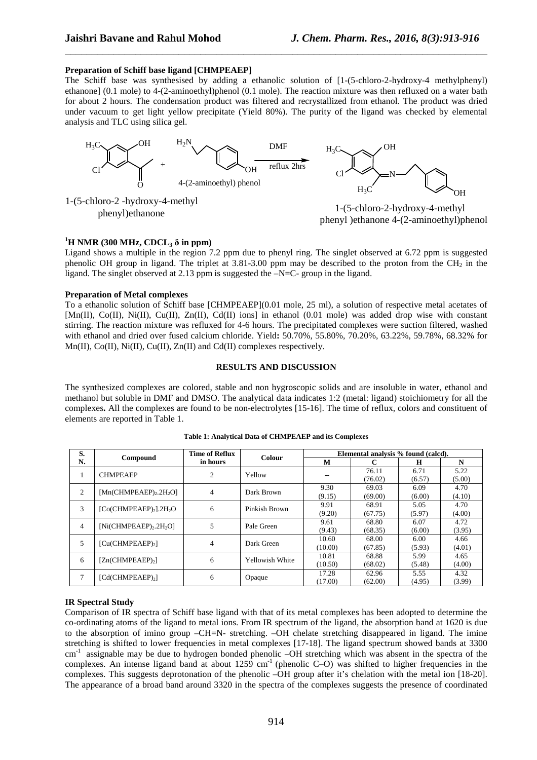**Preparation of Schiff base ligand [CHMPEAEP]**

The Schiff base was synthesised by adding a ethanolic solution of [1-(5-chloro-2-hydroxy-4 methylphenyl) ethanone] (0.1 mole) to 4-(2-aminoethyl)phenol (0.1 mole). The reaction mixture was then refluxed on a water bath for about 2 hours. The condensation product was filtered and recrystallized from ethanol. The product was dried under vacuum to get light yellow precipitate (Yield 80%). The purity of the ligand was checked by elemental analysis and TLC using silica gel.

1-(5-chloro-2 -hydroxy-4-methyl phenyl)ethanone + 4-(2-aminoethyl) phenol —(DMF, reflux 2hrs)→ 1-(5-chloro-2-hydroxy-4-methyl phenyl )ethanone 4-(2-aminoethyl)phenol

**$^1$H NMR (300 MHz, $CDCL_3$ δ in ppm)**

Ligand shows a multiple in the region 7.2 ppm due to phenyl ring. The singlet observed at 6.72 ppm is suggested phenolic OH group in ligand. The triplet at 3.81-3.00 ppm may be described to the proton from the $CH_2$ in the ligand. The singlet observed at 2.13 ppm is suggested the –N=C- group in the ligand.

**Preparation of Metal complexes**

To a ethanolic solution of Schiff base [CHMPEAEP](0.01 mole, 25 ml), a solution of respective metal acetates of [Mn(II), Co(II), Ni(II), Cu(II), Zn(II), Cd(II) ions] in ethanol (0.01 mole) was added drop wise with constant stirring. The reaction mixture was refluxed for 4-6 hours. The precipitated complexes were suction filtered, washed with ethanol and dried over fused calcium chloride. Yield**:** 50.70%, 55.80%, 70.20%, 63.22%, 59.78%, 68.32% for Mn(II), Co(II), Ni(II), Cu(II), Zn(II) and Cd(II) complexes respectively.

## RESULTS AND DISCUSSION

The synthesized complexes are colored, stable and non hygroscopic solids and are insoluble in water, ethanol and methanol but soluble in DMF and DMSO. The analytical data indicates 1:2 (metal: ligand) stoichiometry for all the complexes**.** All the complexes are found to be non-electrolytes [15-16]. The time of reflux, colors and constituent of elements are reported in Table 1.

**Table 1: Analytical Data of CHMPEAEP and its Complexes**

| S. N. | Compound | Time of Reflux in hours | Colour | Elemental analysis % found (calcd). | | | |
|---|---|---|---|---|---|---|---|
| | | | | M | C | H | N |
| 1 | CHMPEAEP | 2 | Yellow | -- | 76.11 (76.02) | 6.71 (6.57) | 5.22 (5.00) |
| 2 | $[Mn(CHMPEAEP)_2.2H_2O]$ | 4 | Dark Brown | 9.30 (9.15) | 69.03 (69.00) | 6.09 (6.00) | 4.70 (4.10) |
| 3 | $[Co(CHMPEAEP)_2].2H_2O$ | 6 | Pinkish Brown | 9.91 (9.20) | 68.91 (67.75) | 5.05 (5.97) | 4.70 (4.00) |
| 4 | $[Ni(CHMPEAEP)_2.2H_2O]$ | 5 | Pale Green | 9.61 (9.43) | 68.80 (68.35) | 6.07 (6.00) | 4.72 (3.95) |
| 5 | $[Cu(CHMPEAEP)_2]$ | 4 | Dark Green | 10.60 (10.00) | 68.00 (67.85) | 6.00 (5.93) | 4.66 (4.01) |
| 6 | $[Zn(CHMPEAEP)_2]$ | 6 | Yellowish White | 10.81 (10.50) | 68.88 (68.02) | 5.99 (5.48) | 4.65 (4.00) |
| 7 | $[Cd(CHMPEAEP)_2]$ | 6 | Opaque | 17.28 (17.00) | 62.96 (62.00) | 5.55 (4.95) | 4.32 (3.99) |

**IR Spectral Study**

Comparison of IR spectra of Schiff base ligand with that of its metal complexes has been adopted to determine the co-ordinating atoms of the ligand to metal ions. From IR spectrum of the ligand, the absorption band at 1620 is due to the absorption of imino group –CH=N- stretching. –OH chelate stretching disappeared in ligand. The imine stretching is shifted to lower frequencies in metal complexes [17-18]. The ligand spectrum showed bands at 3300 $cm^{-1}$ assignable may be due to hydrogen bonded phenolic –OH stretching which was absent in the spectra of the complexes. An intense ligand band at about 1259 $cm^{-1}$ (phenolic C–O) was shifted to higher frequencies in the complexes. This suggests deprotonation of the phenolic –OH group after it's chelation with the metal ion [18-20]. The appearance of a broad band around 3320 in the spectra of the complexes suggests the presence of coordinated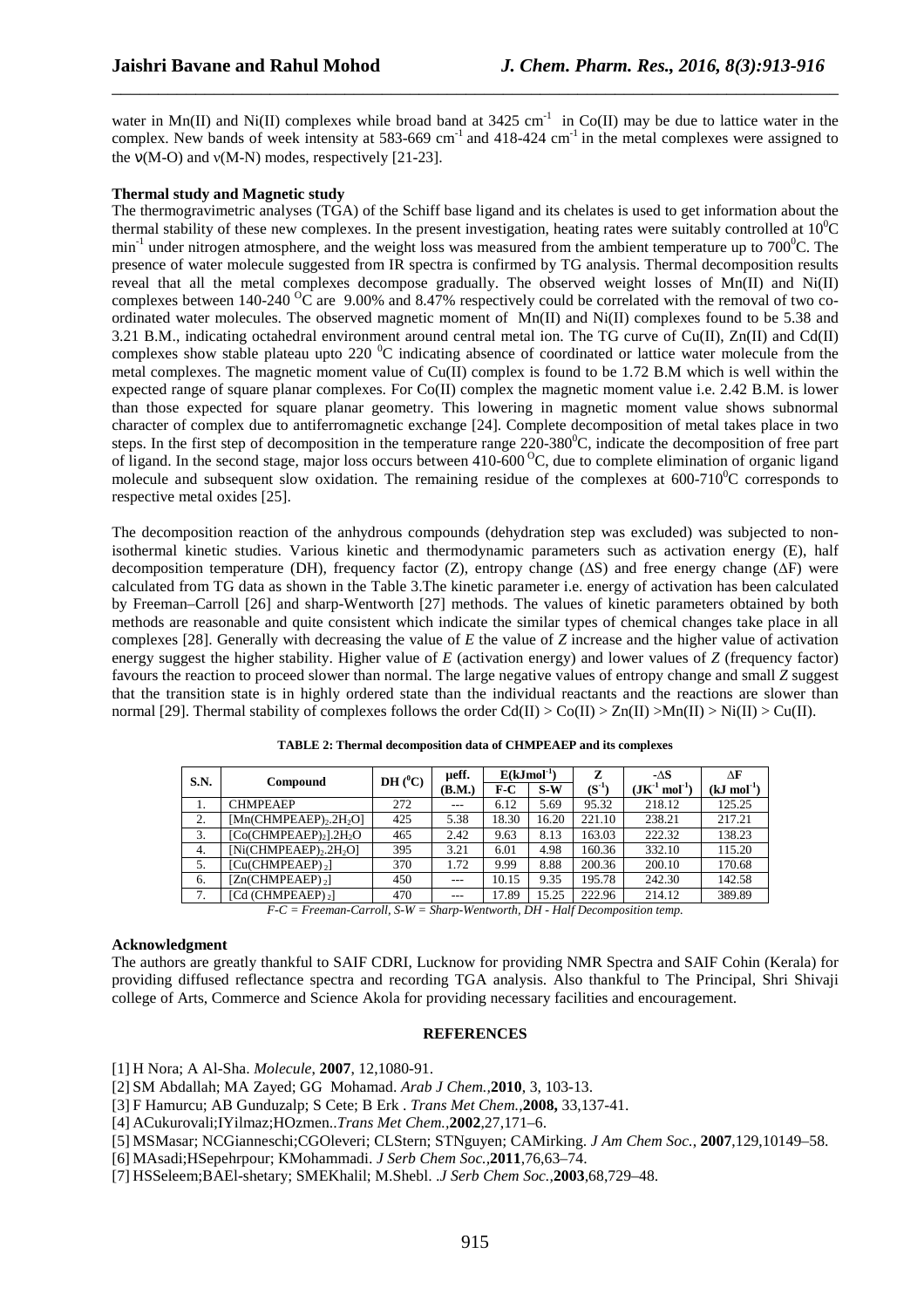water in Mn(II) and Ni(II) complexes while broad band at 3425 $cm^{-1}$ in Co(II) may be due to lattice water in the complex. New bands of week intensity at 583-669 $cm^{-1}$ and 418-424 $cm^{-1}$ in the metal complexes were assigned to the ν(M-O) and ν(M-N) modes, respectively [21-23].

**Thermal study and Magnetic study**

The thermogravimetric analyses (TGA) of the Schiff base ligand and its chelates is used to get information about the thermal stability of these new complexes. In the present investigation, heating rates were suitably controlled at $10^0$C $min^{-1}$ under nitrogen atmosphere, and the weight loss was measured from the ambient temperature up to $700^0$C. The presence of water molecule suggested from IR spectra is confirmed by TG analysis. Thermal decomposition results reveal that all the metal complexes decompose gradually. The observed weight losses of Mn(II) and Ni(II) complexes between 140-240 $^O$C are 9.00% and 8.47% respectively could be correlated with the removal of two co-ordinated water molecules. The observed magnetic moment of Mn(II) and Ni(II) complexes found to be 5.38 and 3.21 B.M., indicating octahedral environment around central metal ion. The TG curve of Cu(II), Zn(II) and Cd(II) complexes show stable plateau upto 220 $^0$C indicating absence of coordinated or lattice water molecule from the metal complexes. The magnetic moment value of Cu(II) complex is found to be 1.72 B.M which is well within the expected range of square planar complexes. For Co(II) complex the magnetic moment value i.e. 2.42 B.M. is lower than those expected for square planar geometry. This lowering in magnetic moment value shows subnormal character of complex due to antiferromagnetic exchange [24]. Complete decomposition of metal takes place in two steps. In the first step of decomposition in the temperature range 220-$380^0$C, indicate the decomposition of free part of ligand. In the second stage, major loss occurs between 410-600 $^O$C, due to complete elimination of organic ligand molecule and subsequent slow oxidation. The remaining residue of the complexes at 600-$710^0$C corresponds to respective metal oxides [25].

The decomposition reaction of the anhydrous compounds (dehydration step was excluded) was subjected to non-isothermal kinetic studies. Various kinetic and thermodynamic parameters such as activation energy (E), half decomposition temperature (DH), frequency factor (Z), entropy change (ΔS) and free energy change (ΔF) were calculated from TG data as shown in the Table 3.The kinetic parameter i.e. energy of activation has been calculated by Freeman–Carroll [26] and sharp-Wentworth [27] methods. The values of kinetic parameters obtained by both methods are reasonable and quite consistent which indicate the similar types of chemical changes take place in all complexes [28]. Generally with decreasing the value of *E* the value of *Z* increase and the higher value of activation energy suggest the higher stability. Higher value of *E* (activation energy) and lower values of *Z* (frequency factor) favours the reaction to proceed slower than normal. The large negative values of entropy change and small *Z* suggest that the transition state is in highly ordered state than the individual reactants and the reactions are slower than normal [29]. Thermal stability of complexes follows the order Cd(II) > Co(II) > Zn(II) >Mn(II) > Ni(II) > Cu(II).

**TABLE 2: Thermal decomposition data of CHMPEAEP and its complexes**

| S.N. | Compound | DH ($^0$C) | μeff. (B.M.) | E(kJmol$^{-1}$) | | Z ($S^{-1}$) | -ΔS ($JK^{-1}$ $mol^{-1}$) | ΔF (kJ $mol^{-1}$) |
|---|---|---|---|---|---|---|---|---|
| | | | | F-C | S-W | | | |
| 1. | CHMPEAEP | 272 | --- | 6.12 | 5.69 | 95.32 | 218.12 | 125.25 |
| 2. | $[Mn(CHMPEAEP)_2.2H_2O]$ | 425 | 5.38 | 18.30 | 16.20 | 221.10 | 238.21 | 217.21 |
| 3. | $[Co(CHMPEAEP)_2].2H_2O$ | 465 | 2.42 | 9.63 | 8.13 | 163.03 | 222.32 | 138.23 |
| 4. | $[Ni(CHMPEAEP)_2.2H_2O]$ | 395 | 3.21 | 6.01 | 4.98 | 160.36 | 332.10 | 115.20 |
| 5. | $[Cu(CHMPEAEP)_2]$ | 370 | 1.72 | 9.99 | 8.88 | 200.36 | 200.10 | 170.68 |
| 6. | $[Zn(CHMPEAEP)_2]$ | 450 | --- | 10.15 | 9.35 | 195.78 | 242.30 | 142.58 |
| 7. | $[Cd (CHMPEAEP)_2]$ | 470 | --- | 17.89 | 15.25 | 222.96 | 214.12 | 389.89 |

*F-C = Freeman-Carroll, S-W = Sharp-Wentworth, DH - Half Decomposition temp.*

**Acknowledgment**

The authors are greatly thankful to SAIF CDRI, Lucknow for providing NMR Spectra and SAIF Cohin (Kerala) for providing diffused reflectance spectra and recording TGA analysis. Also thankful to The Principal, Shri Shivaji college of Arts, Commerce and Science Akola for providing necessary facilities and encouragement.

## REFERENCES

[1] H Nora; A Al-Sha. *Molecule,* **2007**, 12,1080-91.

[2] SM Abdallah; MA Zayed; GG Mohamad. *Arab J Chem.*,**2010**, 3, 103-13.

[3] F Hamurcu; AB Gunduzalp; S Cete; B Erk . *Trans Met Chem.*,**2008,** 33,137-41.

[4] ACukurovali;IYilmaz;HOzmen..*Trans Met Chem.*,**2002**,27,171–6.

[5] MSMasar; NCGianneschi;CGOleveri; CLStern; STNguyen; CAMirking. *J Am Chem Soc.*, **2007**,129,10149–58.

[6] MAsadi;HSepehrpour; KMohammadi. *J Serb Chem Soc.*,**2011**,76,63–74.

[7] HSSeleem;BAEl-shetary; SMEKhalil; M.Shebl. .*J Serb Chem Soc.*,**2003**,68,729–48.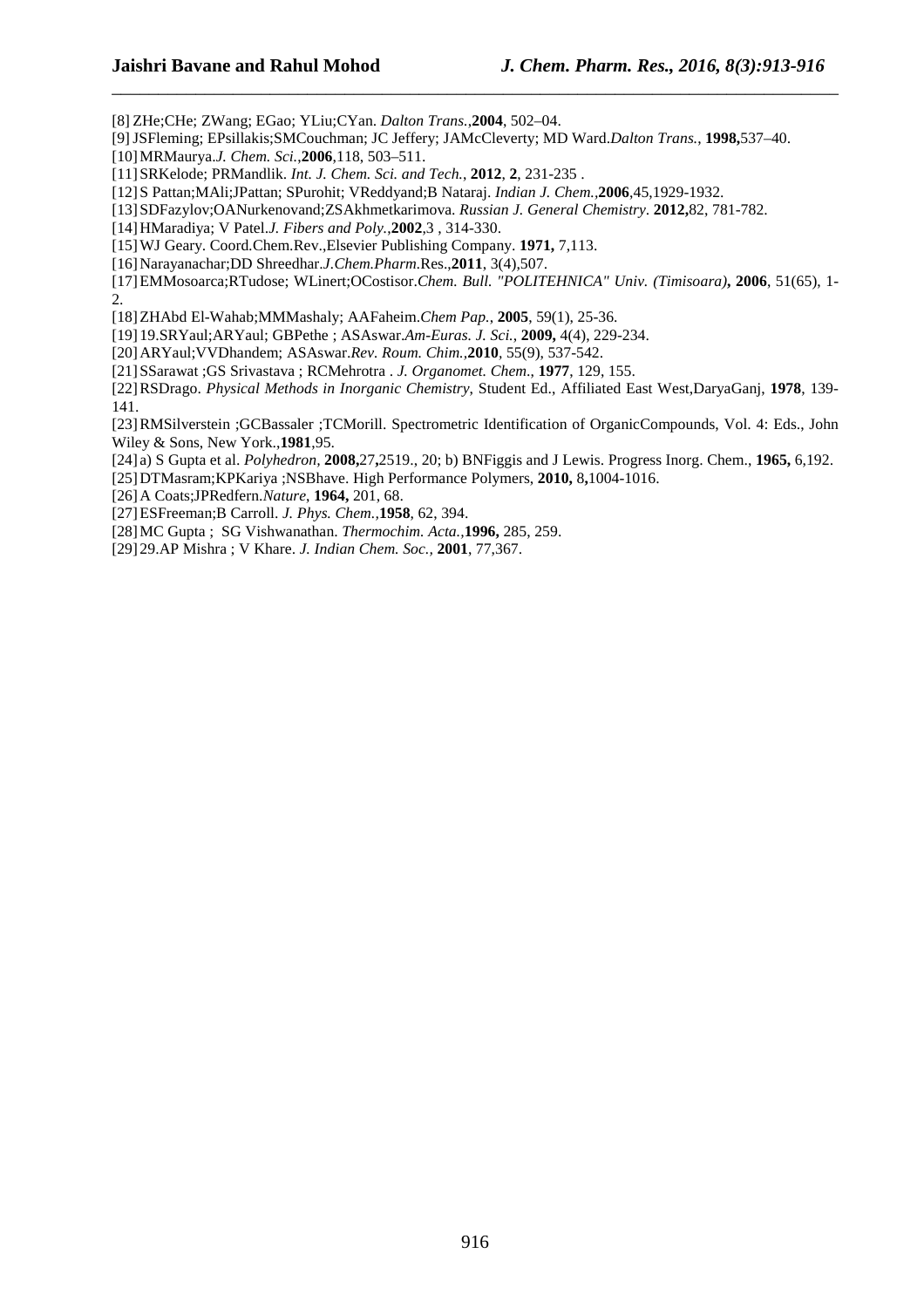[8] ZHe;CHe; ZWang; EGao; YLiu;CYan. *Dalton Trans.*,**2004**, 502–04.

[9] JSFleming; EPsillakis;SMCouchman; JC Jeffery; JAMcCleverty; MD Ward.*Dalton Trans.*, **1998,**537–40.

[10] MRMaurya.*J. Chem. Sci.*,**2006**,118, 503–511.

[11] SRKelode; PRMandlik. *Int. J. Chem. Sci. and Tech.*, **2012**, **2**, 231-235 .

[12] S Pattan;MAli;JPattan; SPurohit; VReddyand;B Nataraj. *Indian J. Chem.*,**2006**,45,1929-1932.

[13] SDFazylov;OANurkenovand;ZSAkhmetkarimova. *Russian J. General Chemistry.* **2012,**82, 781-782.

[14] HMaradiya; V Patel.*J. Fibers and Poly.*,**2002**,3 , 314-330.

[15] WJ Geary. Coord.Chem.Rev.,Elsevier Publishing Company. **1971,** 7,113.

[16] Narayanachar;DD Shreedhar.*J.Chem.Pharm.*Res.,**2011**, 3(4),507.

[17] EMMosoarca;RTudose; WLinert;OCostisor.*Chem. Bull. "POLITEHNICA" Univ. (Timisoara)***,** **2006**, 51(65), 1-2.

[18] ZHAbd El-Wahab;MMMashaly; AAFaheim.*Chem Pap.*, **2005**, 59(1), 25-36.

[19] 19.SRYaul;ARYaul; GBPethe ; ASAswar.*Am-Euras. J. Sci.*, **2009,** 4(4), 229-234.

[20] ARYaul;VVDhandem; ASAswar.*Rev. Roum. Chim.*,**2010**, 55(9), 537-542.

[21] SSarawat ;GS Srivastava ; RCMehrotra . *J. Organomet. Chem*., **1977**, 129, 155.

[22] RSDrago. *Physical Methods in Inorganic Chemistry*, Student Ed., Affiliated East West,DaryaGanj, **1978**, 139-141.

[23] RMSilverstein ;GCBassaler ;TCMorill. Spectrometric Identification of OrganicCompounds, Vol. 4: Eds., John Wiley & Sons, New York.,**1981**,95.

[24] a) S Gupta et al. *Polyhedron*, **2008,**27**,**2519., 20; b) BNFiggis and J Lewis. Progress Inorg. Chem., **1965,** 6,192.

[25] DTMasram;KPKariya ;NSBhave. High Performance Polymers, **2010,** 8**,**1004-1016.

[26] A Coats;JPRedfern.*Nature*, **1964,** 201, 68.

[27] ESFreeman;B Carroll. *J. Phys. Chem.,***1958**, 62, 394.

[28] MC Gupta ; SG Vishwanathan. *Thermochim. Acta.*,**1996,** 285, 259.

[29] 29.AP Mishra ; V Khare. *J. Indian Chem. Soc.,* **2001**, 77,367.